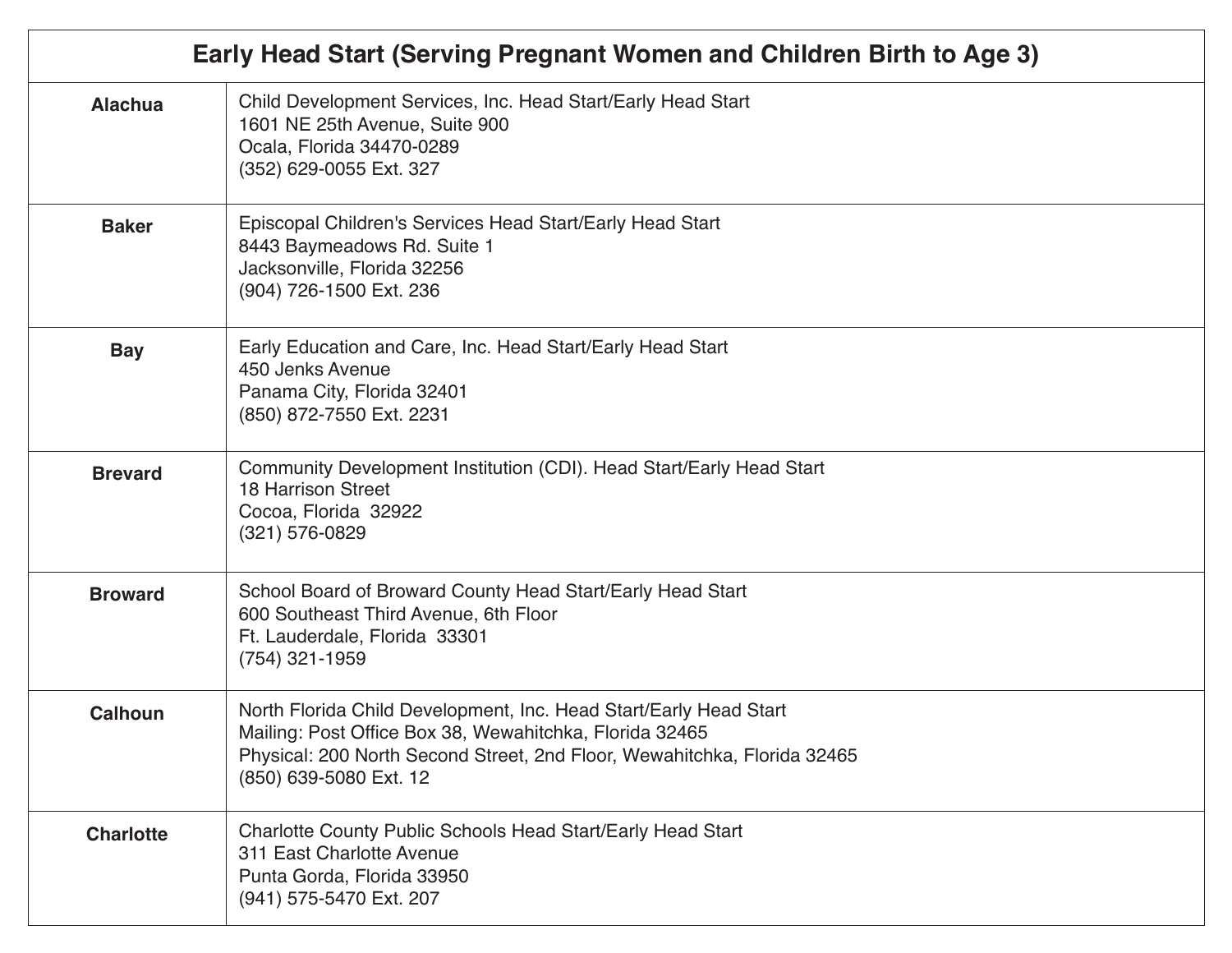| Early Head Start (Serving Pregnant Women and Children Birth to Age 3) | |
|---|---|
| **Alachua** | Child Development Services, Inc. Head Start/Early Head Start<br>1601 NE 25th Avenue, Suite 900<br>Ocala, Florida 34470-0289<br>(352) 629-0055 Ext. 327 |
| **Baker** | Episcopal Children's Services Head Start/Early Head Start<br>8443 Baymeadows Rd. Suite 1<br>Jacksonville, Florida 32256<br>(904) 726-1500 Ext. 236 |
| **Bay** | Early Education and Care, Inc. Head Start/Early Head Start<br>450 Jenks Avenue<br>Panama City, Florida 32401<br>(850) 872-7550 Ext. 2231 |
| **Brevard** | Community Development Institution (CDI). Head Start/Early Head Start<br>18 Harrison Street<br>Cocoa, Florida 32922<br>(321) 576-0829 |
| **Broward** | School Board of Broward County Head Start/Early Head Start<br>600 Southeast Third Avenue, 6th Floor<br>Ft. Lauderdale, Florida 33301<br>(754) 321-1959 |
| **Calhoun** | North Florida Child Development, Inc. Head Start/Early Head Start<br>Mailing: Post Office Box 38, Wewahitchka, Florida 32465<br>Physical: 200 North Second Street, 2nd Floor, Wewahitchka, Florida 32465<br>(850) 639-5080 Ext. 12 |
| **Charlotte** | Charlotte County Public Schools Head Start/Early Head Start<br>311 East Charlotte Avenue<br>Punta Gorda, Florida 33950<br>(941) 575-5470 Ext. 207 |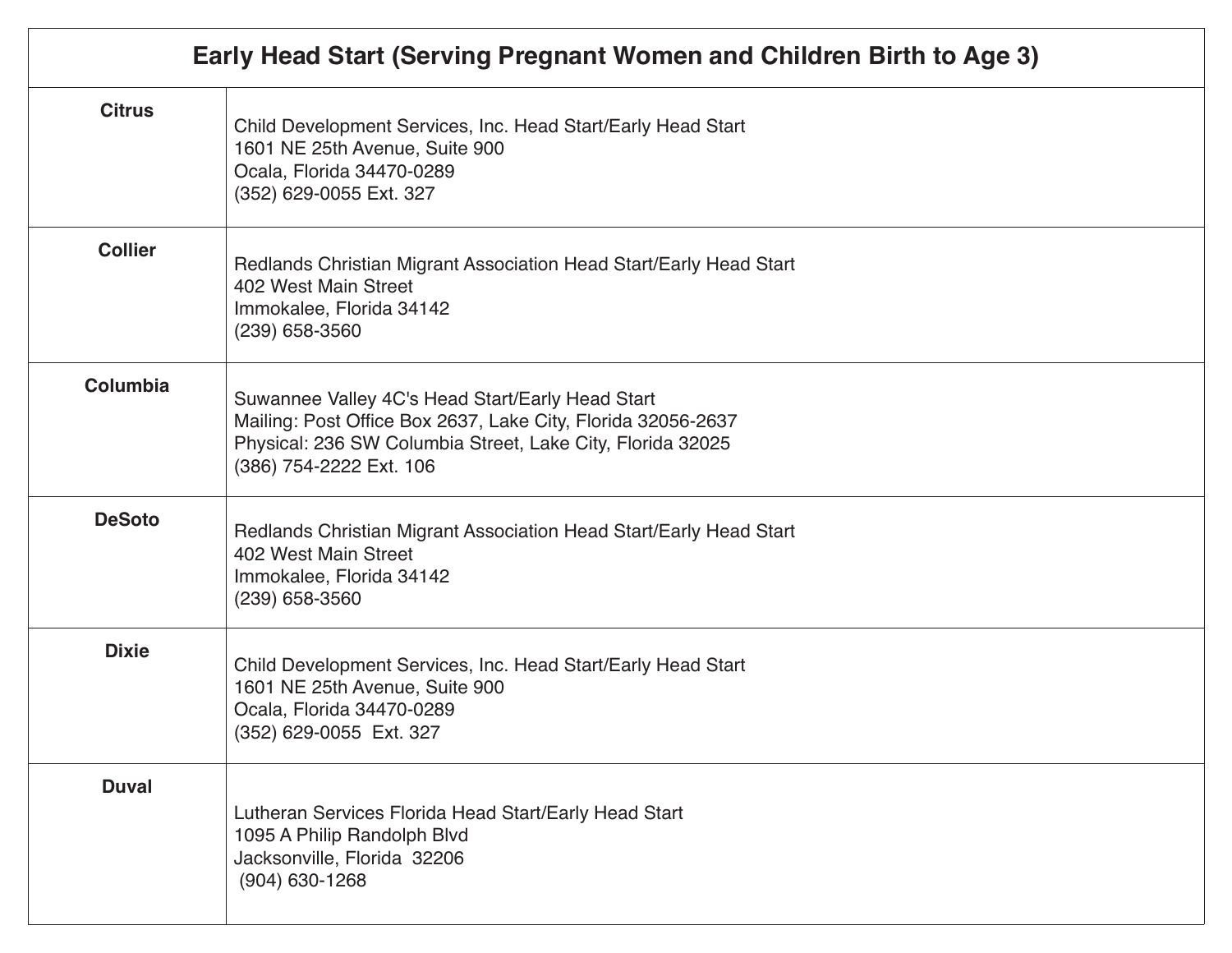| Early Head Start (Serving Pregnant Women and Children Birth to Age 3) | |
|---|---|
| **Citrus** | Child Development Services, Inc. Head Start/Early Head Start<br>1601 NE 25th Avenue, Suite 900<br>Ocala, Florida 34470-0289<br>(352) 629-0055 Ext. 327 |
| **Collier** | Redlands Christian Migrant Association Head Start/Early Head Start<br>402 West Main Street<br>Immokalee, Florida 34142<br>(239) 658-3560 |
| **Columbia** | Suwannee Valley 4C's Head Start/Early Head Start<br>Mailing: Post Office Box 2637, Lake City, Florida 32056-2637<br>Physical: 236 SW Columbia Street, Lake City, Florida 32025<br>(386) 754-2222 Ext. 106 |
| **DeSoto** | Redlands Christian Migrant Association Head Start/Early Head Start<br>402 West Main Street<br>Immokalee, Florida 34142<br>(239) 658-3560 |
| **Dixie** | Child Development Services, Inc. Head Start/Early Head Start<br>1601 NE 25th Avenue, Suite 900<br>Ocala, Florida 34470-0289<br>(352) 629-0055 Ext. 327 |
| **Duval** | Lutheran Services Florida Head Start/Early Head Start<br>1095 A Philip Randolph Blvd<br>Jacksonville, Florida 32206<br>(904) 630-1268 |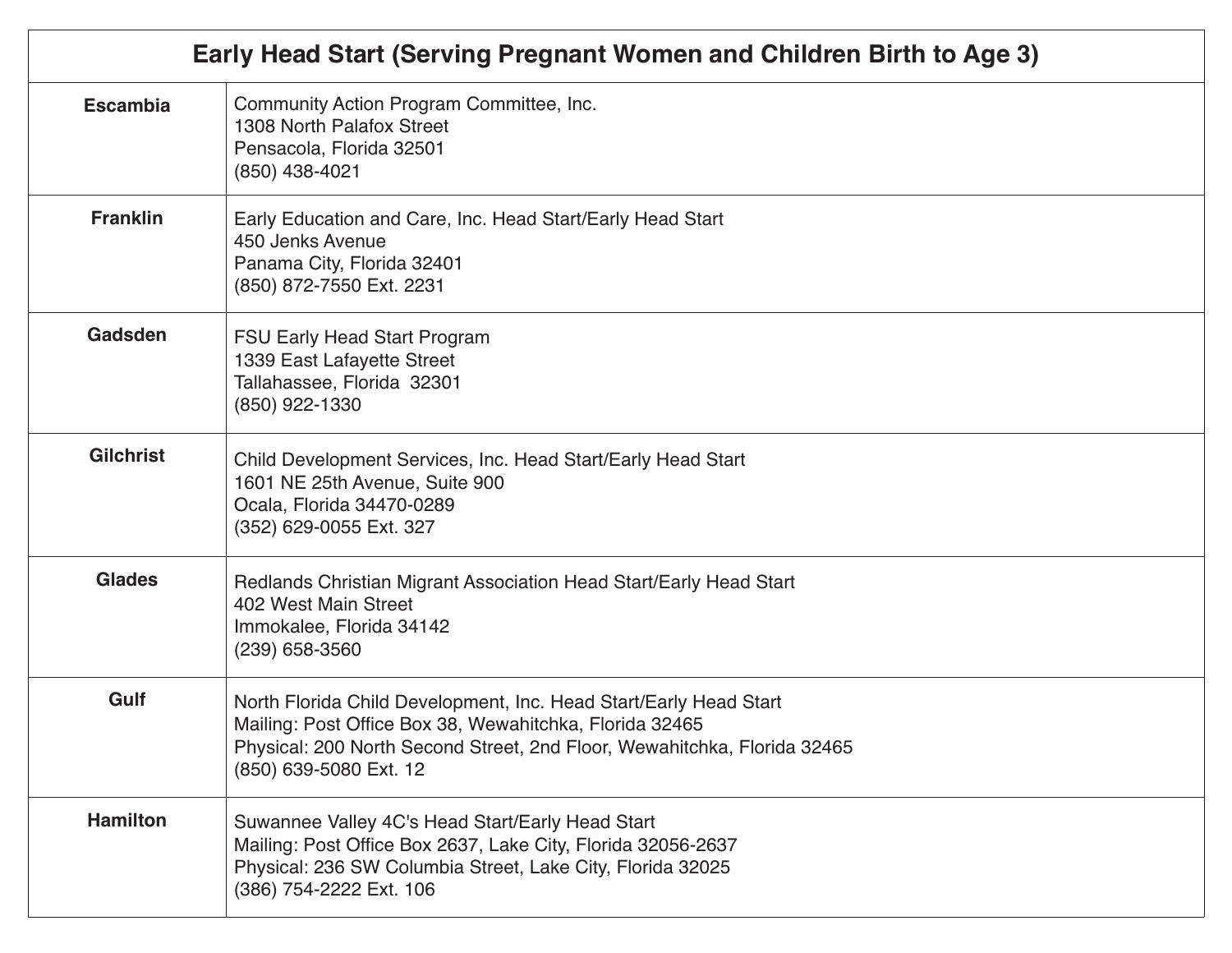| Early Head Start (Serving Pregnant Women and Children Birth to Age 3) | |
|---|---|
| **Escambia** | Community Action Program Committee, Inc.<br>1308 North Palafox Street<br>Pensacola, Florida 32501<br>(850) 438-4021 |
| **Franklin** | Early Education and Care, Inc. Head Start/Early Head Start<br>450 Jenks Avenue<br>Panama City, Florida 32401<br>(850) 872-7550 Ext. 2231 |
| **Gadsden** | FSU Early Head Start Program<br>1339 East Lafayette Street<br>Tallahassee, Florida 32301<br>(850) 922-1330 |
| **Gilchrist** | Child Development Services, Inc. Head Start/Early Head Start<br>1601 NE 25th Avenue, Suite 900<br>Ocala, Florida 34470-0289<br>(352) 629-0055 Ext. 327 |
| **Glades** | Redlands Christian Migrant Association Head Start/Early Head Start<br>402 West Main Street<br>Immokalee, Florida 34142<br>(239) 658-3560 |
| **Gulf** | North Florida Child Development, Inc. Head Start/Early Head Start<br>Mailing: Post Office Box 38, Wewahitchka, Florida 32465<br>Physical: 200 North Second Street, 2nd Floor, Wewahitchka, Florida 32465<br>(850) 639-5080 Ext. 12 |
| **Hamilton** | Suwannee Valley 4C's Head Start/Early Head Start<br>Mailing: Post Office Box 2637, Lake City, Florida 32056-2637<br>Physical: 236 SW Columbia Street, Lake City, Florida 32025<br>(386) 754-2222 Ext. 106 |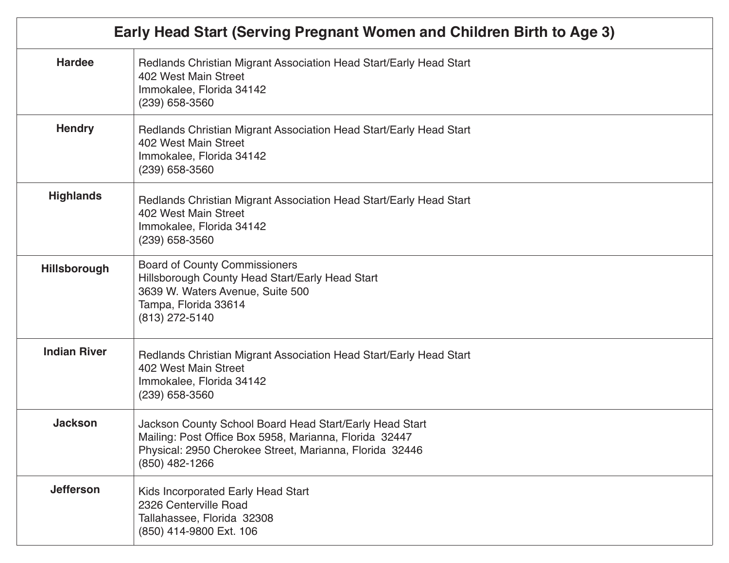| Early Head Start (Serving Pregnant Women and Children Birth to Age 3) | |
|---|---|
| **Hardee** | Redlands Christian Migrant Association Head Start/Early Head Start<br>402 West Main Street<br>Immokalee, Florida 34142<br>(239) 658-3560 |
| **Hendry** | Redlands Christian Migrant Association Head Start/Early Head Start<br>402 West Main Street<br>Immokalee, Florida 34142<br>(239) 658-3560 |
| **Highlands** | Redlands Christian Migrant Association Head Start/Early Head Start<br>402 West Main Street<br>Immokalee, Florida 34142<br>(239) 658-3560 |
| **Hillsborough** | Board of County Commissioners<br>Hillsborough County Head Start/Early Head Start<br>3639 W. Waters Avenue, Suite 500<br>Tampa, Florida 33614<br>(813) 272-5140 |
| **Indian River** | Redlands Christian Migrant Association Head Start/Early Head Start<br>402 West Main Street<br>Immokalee, Florida 34142<br>(239) 658-3560 |
| **Jackson** | Jackson County School Board Head Start/Early Head Start<br>Mailing: Post Office Box 5958, Marianna, Florida 32447<br>Physical: 2950 Cherokee Street, Marianna, Florida 32446<br>(850) 482-1266 |
| **Jefferson** | Kids Incorporated Early Head Start<br>2326 Centerville Road<br>Tallahassee, Florida 32308<br>(850) 414-9800 Ext. 106 |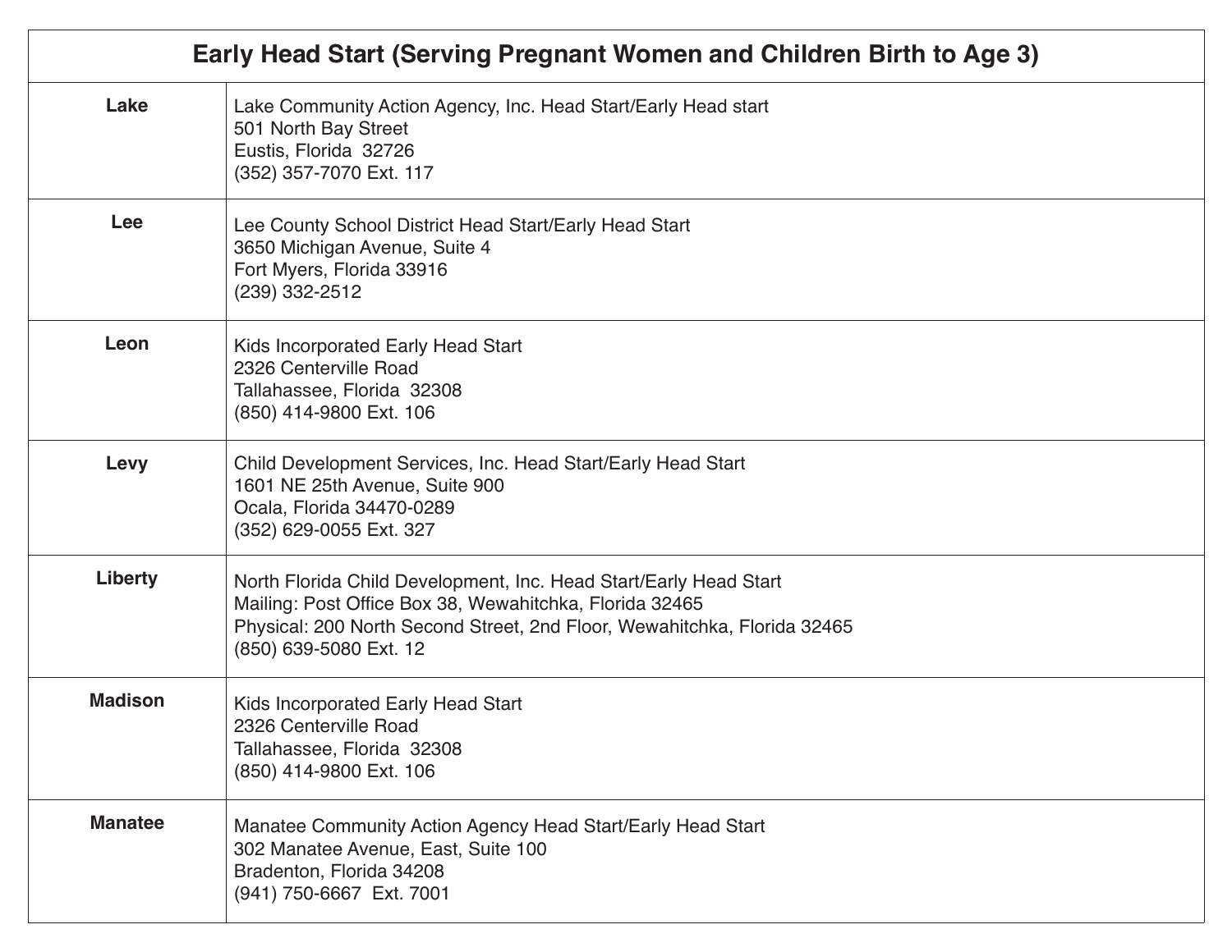| Early Head Start (Serving Pregnant Women and Children Birth to Age 3) | |
|---|---|
| **Lake** | Lake Community Action Agency, Inc. Head Start/Early Head start<br>501 North Bay Street<br>Eustis, Florida 32726<br>(352) 357-7070 Ext. 117 |
| **Lee** | Lee County School District Head Start/Early Head Start<br>3650 Michigan Avenue, Suite 4<br>Fort Myers, Florida 33916<br>(239) 332-2512 |
| **Leon** | Kids Incorporated Early Head Start<br>2326 Centerville Road<br>Tallahassee, Florida 32308<br>(850) 414-9800 Ext. 106 |
| **Levy** | Child Development Services, Inc. Head Start/Early Head Start<br>1601 NE 25th Avenue, Suite 900<br>Ocala, Florida 34470-0289<br>(352) 629-0055 Ext. 327 |
| **Liberty** | North Florida Child Development, Inc. Head Start/Early Head Start<br>Mailing: Post Office Box 38, Wewahitchka, Florida 32465<br>Physical: 200 North Second Street, 2nd Floor, Wewahitchka, Florida 32465<br>(850) 639-5080 Ext. 12 |
| **Madison** | Kids Incorporated Early Head Start<br>2326 Centerville Road<br>Tallahassee, Florida 32308<br>(850) 414-9800 Ext. 106 |
| **Manatee** | Manatee Community Action Agency Head Start/Early Head Start<br>302 Manatee Avenue, East, Suite 100<br>Bradenton, Florida 34208<br>(941) 750-6667 Ext. 7001 |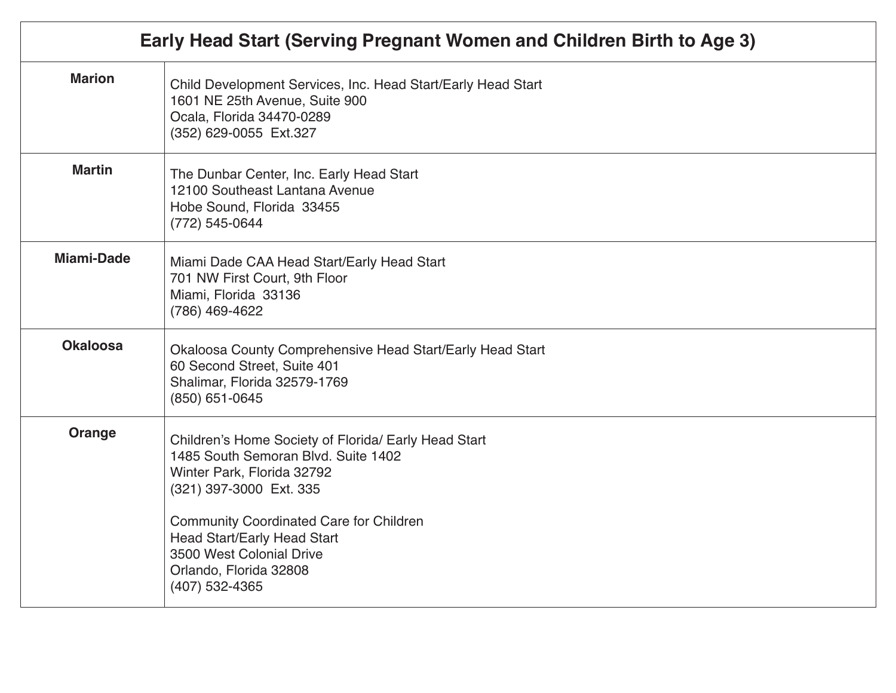| Early Head Start (Serving Pregnant Women and Children Birth to Age 3) | |
|---|---|
| **Marion** | Child Development Services, Inc. Head Start/Early Head Start<br>1601 NE 25th Avenue, Suite 900<br>Ocala, Florida 34470-0289<br>(352) 629-0055 Ext.327 |
| **Martin** | The Dunbar Center, Inc. Early Head Start<br>12100 Southeast Lantana Avenue<br>Hobe Sound, Florida 33455<br>(772) 545-0644 |
| **Miami-Dade** | Miami Dade CAA Head Start/Early Head Start<br>701 NW First Court, 9th Floor<br>Miami, Florida 33136<br>(786) 469-4622 |
| **Okaloosa** | Okaloosa County Comprehensive Head Start/Early Head Start<br>60 Second Street, Suite 401<br>Shalimar, Florida 32579-1769<br>(850) 651-0645 |
| **Orange** | Children's Home Society of Florida/ Early Head Start<br>1485 South Semoran Blvd. Suite 1402<br>Winter Park, Florida 32792<br>(321) 397-3000 Ext. 335<br><br>Community Coordinated Care for Children<br>Head Start/Early Head Start<br>3500 West Colonial Drive<br>Orlando, Florida 32808<br>(407) 532-4365 |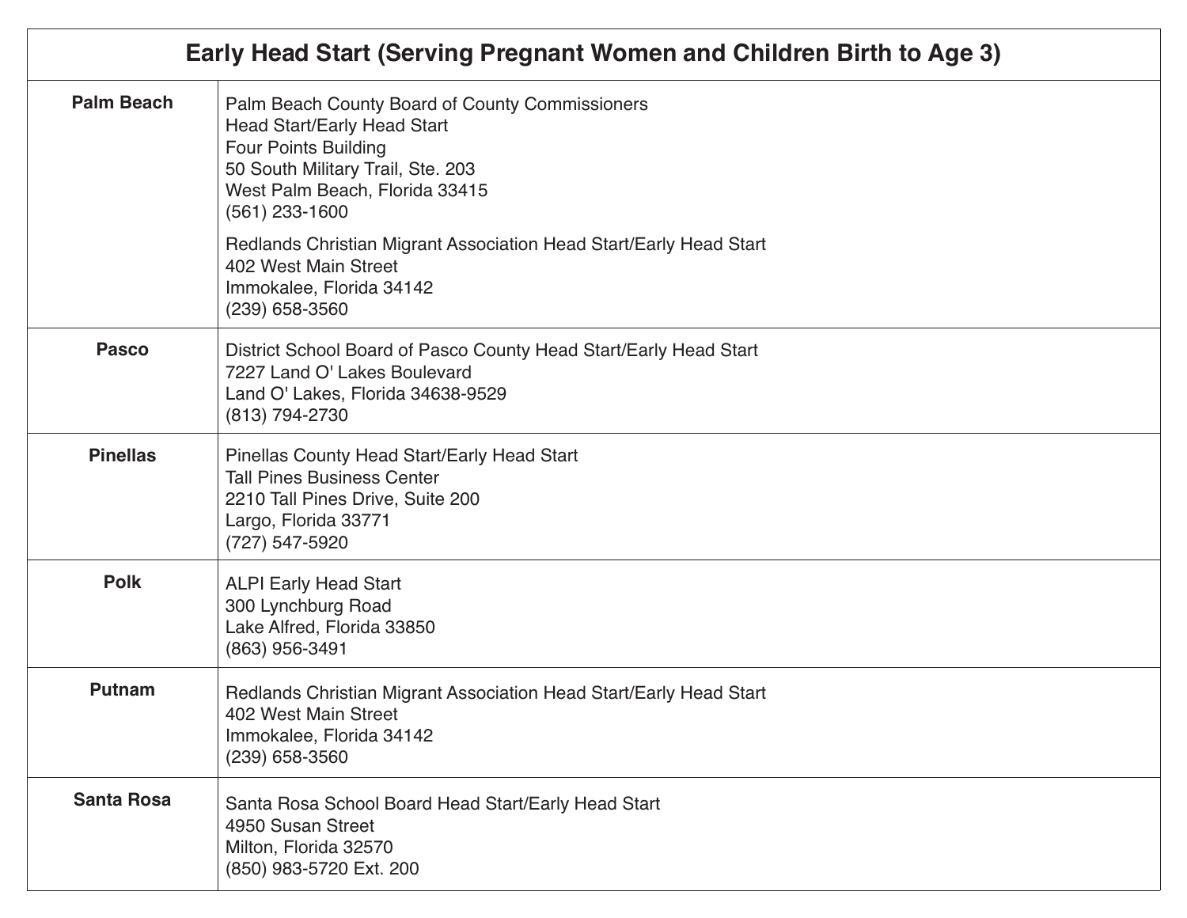| Early Head Start (Serving Pregnant Women and Children Birth to Age 3) | |
|---|---|
| **Palm Beach** | Palm Beach County Board of County Commissioners<br>Head Start/Early Head Start<br>Four Points Building<br>50 South Military Trail, Ste. 203<br>West Palm Beach, Florida 33415<br>(561) 233-1600<br><br>Redlands Christian Migrant Association Head Start/Early Head Start<br>402 West Main Street<br>Immokalee, Florida 34142<br>(239) 658-3560 |
| **Pasco** | District School Board of Pasco County Head Start/Early Head Start<br>7227 Land O' Lakes Boulevard<br>Land O' Lakes, Florida 34638-9529<br>(813) 794-2730 |
| **Pinellas** | Pinellas County Head Start/Early Head Start<br>Tall Pines Business Center<br>2210 Tall Pines Drive, Suite 200<br>Largo, Florida 33771<br>(727) 547-5920 |
| **Polk** | ALPI Early Head Start<br>300 Lynchburg Road<br>Lake Alfred, Florida 33850<br>(863) 956-3491 |
| **Putnam** | Redlands Christian Migrant Association Head Start/Early Head Start<br>402 West Main Street<br>Immokalee, Florida 34142<br>(239) 658-3560 |
| **Santa Rosa** | Santa Rosa School Board Head Start/Early Head Start<br>4950 Susan Street<br>Milton, Florida 32570<br>(850) 983-5720 Ext. 200 |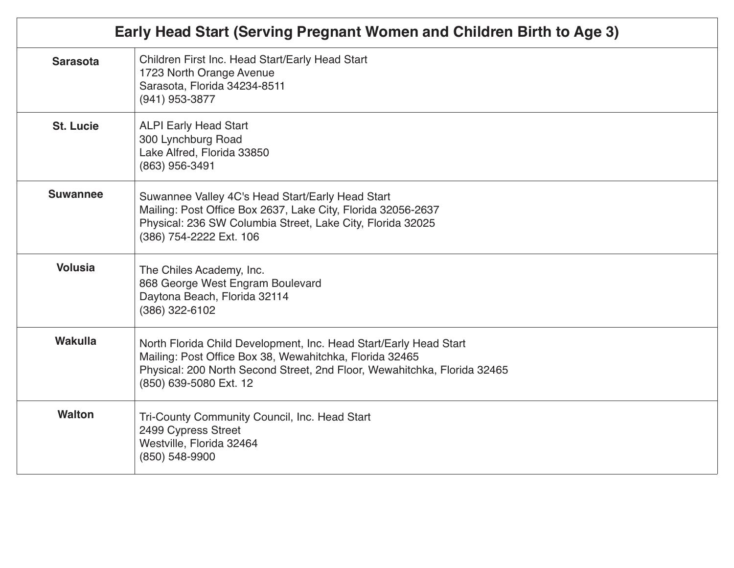| Early Head Start (Serving Pregnant Women and Children Birth to Age 3) | |
|---|---|
| **Sarasota** | Children First Inc. Head Start/Early Head Start<br>1723 North Orange Avenue<br>Sarasota, Florida 34234-8511<br>(941) 953-3877 |
| **St. Lucie** | ALPI Early Head Start<br>300 Lynchburg Road<br>Lake Alfred, Florida 33850<br>(863) 956-3491 |
| **Suwannee** | Suwannee Valley 4C's Head Start/Early Head Start<br>Mailing: Post Office Box 2637, Lake City, Florida 32056-2637<br>Physical: 236 SW Columbia Street, Lake City, Florida 32025<br>(386) 754-2222 Ext. 106 |
| **Volusia** | The Chiles Academy, Inc.<br>868 George West Engram Boulevard<br>Daytona Beach, Florida 32114<br>(386) 322-6102 |
| **Wakulla** | North Florida Child Development, Inc. Head Start/Early Head Start<br>Mailing: Post Office Box 38, Wewahitchka, Florida 32465<br>Physical: 200 North Second Street, 2nd Floor, Wewahitchka, Florida 32465<br>(850) 639-5080 Ext. 12 |
| **Walton** | Tri-County Community Council, Inc. Head Start<br>2499 Cypress Street<br>Westville, Florida 32464<br>(850) 548-9900 |